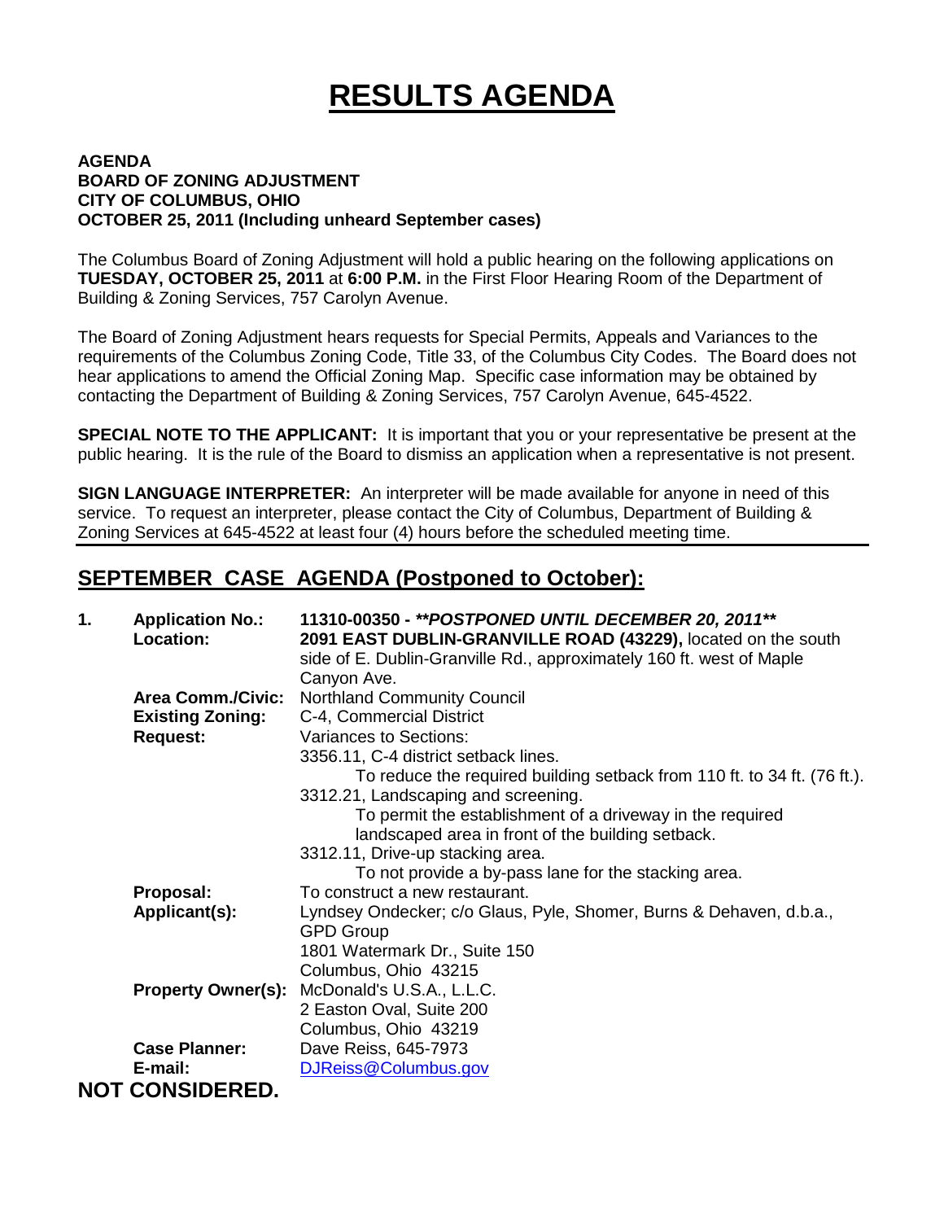# RESULTS AGENDA

**AGENDA**
**BOARD OF ZONING ADJUSTMENT**
**CITY OF COLUMBUS, OHIO**
**OCTOBER 25, 2011 (Including unheard September cases)**

The Columbus Board of Zoning Adjustment will hold a public hearing on the following applications on **TUESDAY, OCTOBER 25, 2011** at **6:00 P.M.** in the First Floor Hearing Room of the Department of Building & Zoning Services, 757 Carolyn Avenue.

The Board of Zoning Adjustment hears requests for Special Permits, Appeals and Variances to the requirements of the Columbus Zoning Code, Title 33, of the Columbus City Codes. The Board does not hear applications to amend the Official Zoning Map. Specific case information may be obtained by contacting the Department of Building & Zoning Services, 757 Carolyn Avenue, 645-4522.

**SPECIAL NOTE TO THE APPLICANT:** It is important that you or your representative be present at the public hearing. It is the rule of the Board to dismiss an application when a representative is not present.

**SIGN LANGUAGE INTERPRETER:** An interpreter will be made available for anyone in need of this service. To request an interpreter, please contact the City of Columbus, Department of Building & Zoning Services at 645-4522 at least four (4) hours before the scheduled meeting time.

## SEPTEMBER CASE AGENDA (Postponed to October):

**1. Application No.:** **11310-00350 - *\*\*POSTPONED UNTIL DECEMBER 20, 2011\*\****

**Location:** **2091 EAST DUBLIN-GRANVILLE ROAD (43229),** located on the south side of E. Dublin-Granville Rd., approximately 160 ft. west of Maple Canyon Ave.

**Area Comm./Civic:** Northland Community Council

**Existing Zoning:** C-4, Commercial District

**Request:** Variances to Sections:

3356.11, C-4 district setback lines.
To reduce the required building setback from 110 ft. to 34 ft. (76 ft.).

3312.21, Landscaping and screening.
To permit the establishment of a driveway in the required landscaped area in front of the building setback.

3312.11, Drive-up stacking area.
To not provide a by-pass lane for the stacking area.

**Proposal:** To construct a new restaurant.

**Applicant(s):** Lyndsey Ondecker; c/o Glaus, Pyle, Shomer, Burns & Dehaven, d.b.a., GPD Group
1801 Watermark Dr., Suite 150
Columbus, Ohio 43215

**Property Owner(s):** McDonald's U.S.A., L.L.C.
2 Easton Oval, Suite 200
Columbus, Ohio 43219

**Case Planner:** Dave Reiss, 645-7973

**E-mail:** DJReiss@Columbus.gov

**NOT CONSIDERED.**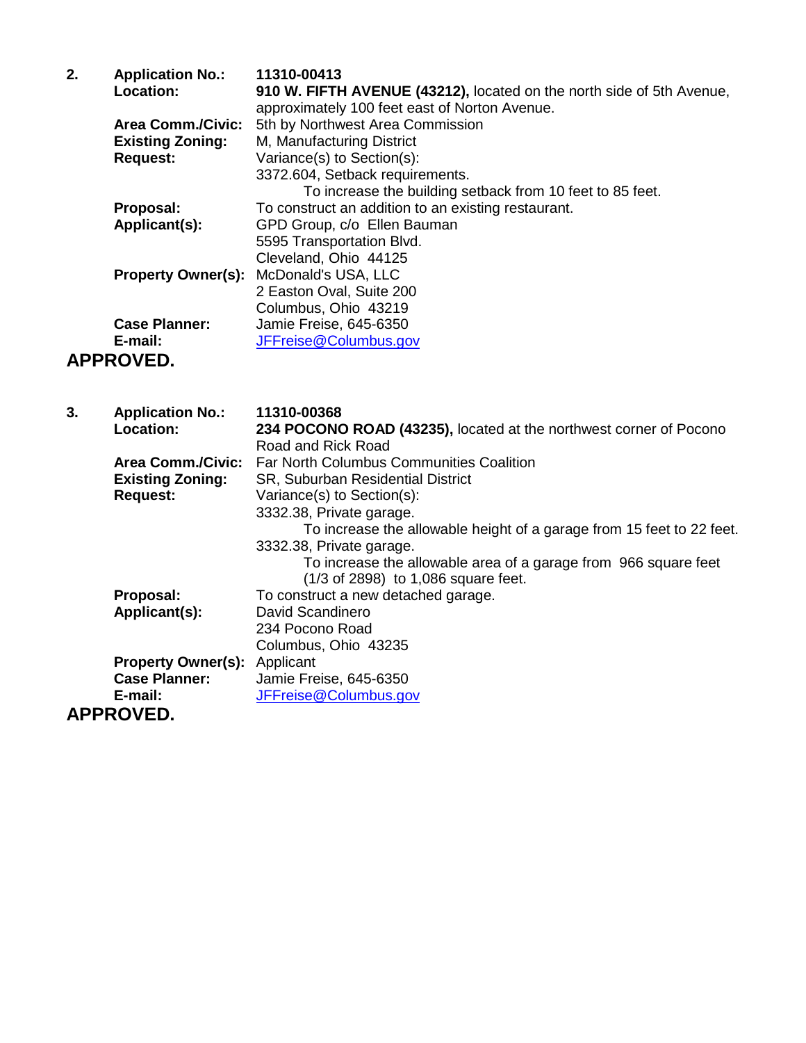**2. Application No.:** **11310-00413**

**Location:** **910 W. FIFTH AVENUE (43212),** located on the north side of 5th Avenue, approximately 100 feet east of Norton Avenue.

**Area Comm./Civic:** 5th by Northwest Area Commission

**Existing Zoning:** M, Manufacturing District

**Request:** Variance(s) to Section(s):

3372.604, Setback requirements.

To increase the building setback from 10 feet to 85 feet.

**Proposal:** To construct an addition to an existing restaurant.

**Applicant(s):** GPD Group, c/o Ellen Bauman
5595 Transportation Blvd.
Cleveland, Ohio 44125

**Property Owner(s):** McDonald's USA, LLC
2 Easton Oval, Suite 200
Columbus, Ohio 43219

**Case Planner:** Jamie Freise, 645-6350

**E-mail:** JFFreise@Columbus.gov

**APPROVED.**

**3. Application No.:** **11310-00368**

**Location:** **234 POCONO ROAD (43235),** located at the northwest corner of Pocono Road and Rick Road

**Area Comm./Civic:** Far North Columbus Communities Coalition

**Existing Zoning:** SR, Suburban Residential District

**Request:** Variance(s) to Section(s):

3332.38, Private garage.

To increase the allowable height of a garage from 15 feet to 22 feet.

3332.38, Private garage.

To increase the allowable area of a garage from 966 square feet (1/3 of 2898) to 1,086 square feet.

**Proposal:** To construct a new detached garage.

**Applicant(s):** David Scandinero
234 Pocono Road
Columbus, Ohio 43235

**Property Owner(s):** Applicant

**Case Planner:** Jamie Freise, 645-6350

**E-mail:** JFFreise@Columbus.gov

**APPROVED.**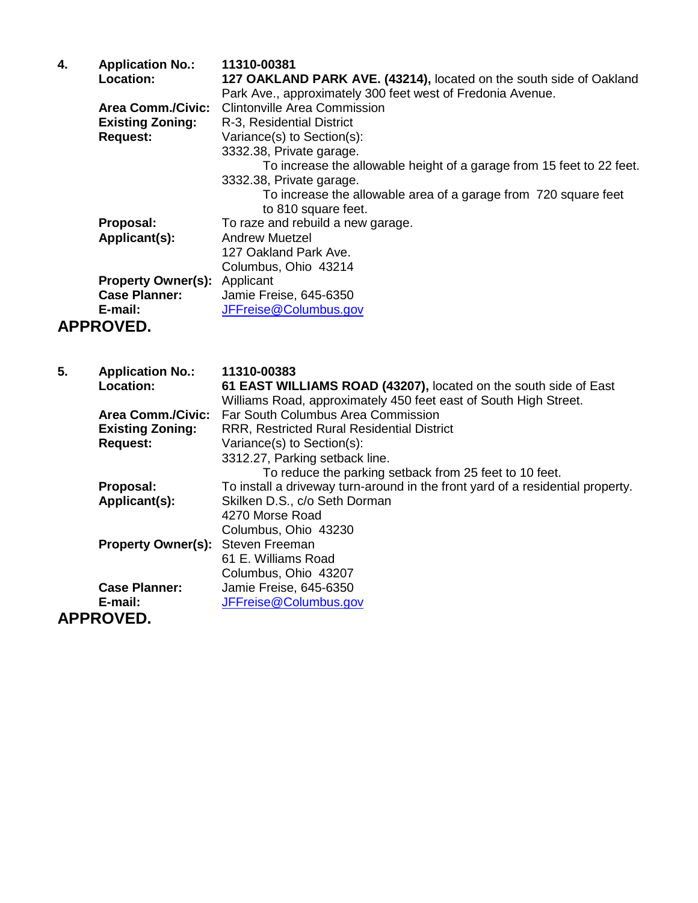4. **Application No.:** **11310-00381**

   **Location:** **127 OAKLAND PARK AVE. (43214),** located on the south side of Oakland Park Ave., approximately 300 feet west of Fredonia Avenue.

   **Area Comm./Civic:** Clintonville Area Commission

   **Existing Zoning:** R-3, Residential District

   **Request:** Variance(s) to Section(s):

   3332.38, Private garage.

   To increase the allowable height of a garage from 15 feet to 22 feet.

   3332.38, Private garage.

   To increase the allowable area of a garage from 720 square feet to 810 square feet.

   **Proposal:** To raze and rebuild a new garage.

   **Applicant(s):** Andrew Muetzel
   127 Oakland Park Ave.
   Columbus, Ohio 43214

   **Property Owner(s):** Applicant

   **Case Planner:** Jamie Freise, 645-6350

   **E-mail:** JFFreise@Columbus.gov

**APPROVED.**

5. **Application No.:** **11310-00383**

   **Location:** **61 EAST WILLIAMS ROAD (43207),** located on the south side of East Williams Road, approximately 450 feet east of South High Street.

   **Area Comm./Civic:** Far South Columbus Area Commission

   **Existing Zoning:** RRR, Restricted Rural Residential District

   **Request:** Variance(s) to Section(s):

   3312.27, Parking setback line.

   To reduce the parking setback from 25 feet to 10 feet.

   **Proposal:** To install a driveway turn-around in the front yard of a residential property.

   **Applicant(s):** Skilken D.S., c/o Seth Dorman
   4270 Morse Road
   Columbus, Ohio 43230

   **Property Owner(s):** Steven Freeman
   61 E. Williams Road
   Columbus, Ohio 43207

   **Case Planner:** Jamie Freise, 645-6350

   **E-mail:** JFFreise@Columbus.gov

**APPROVED.**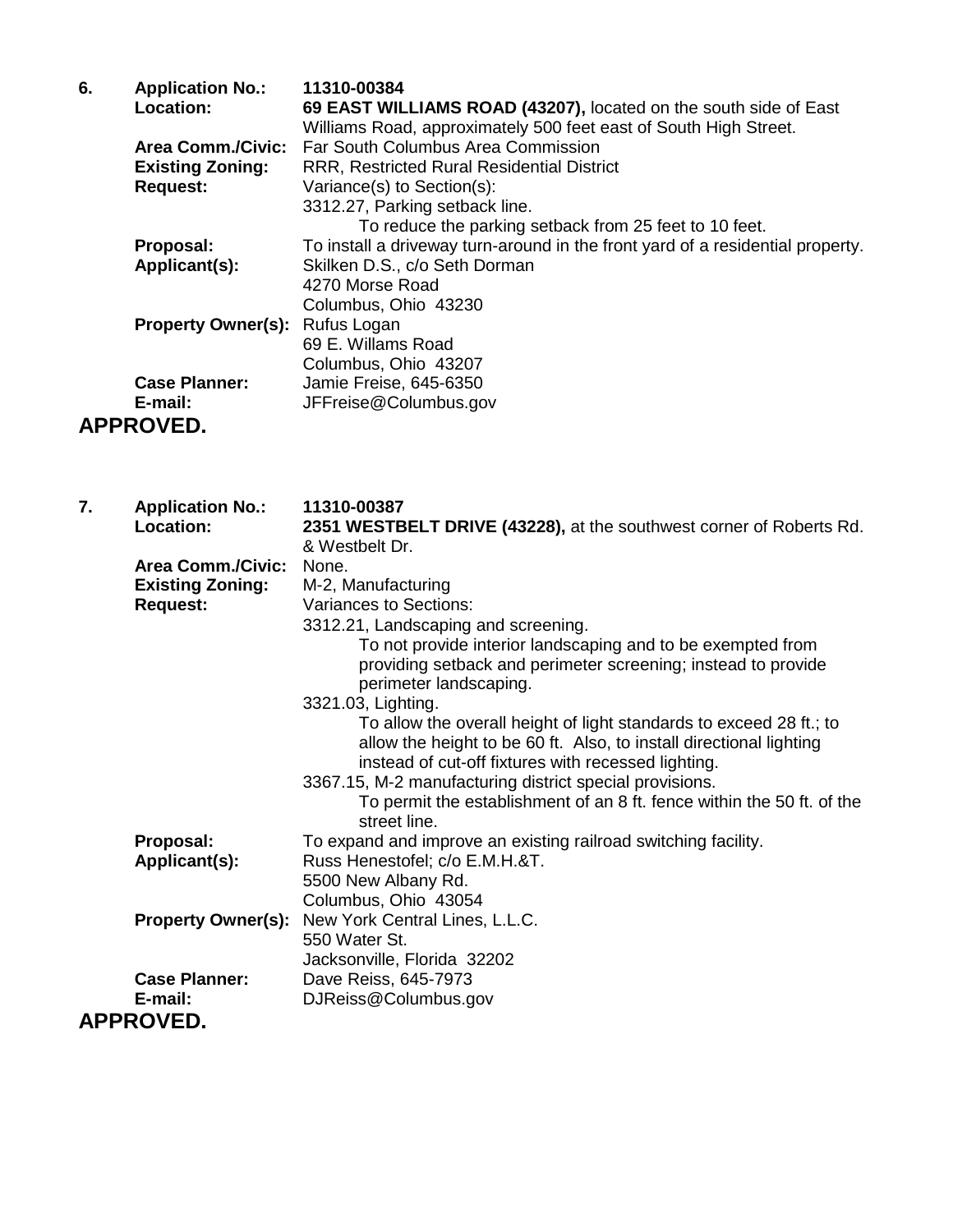6. **Application No.:** **11310-00384**
   **Location:** **69 EAST WILLIAMS ROAD (43207),** located on the south side of East Williams Road, approximately 500 feet east of South High Street.
   **Area Comm./Civic:** Far South Columbus Area Commission
   **Existing Zoning:** RRR, Restricted Rural Residential District
   **Request:** Variance(s) to Section(s):
   3312.27, Parking setback line.
   To reduce the parking setback from 25 feet to 10 feet.
   **Proposal:** To install a driveway turn-around in the front yard of a residential property.
   **Applicant(s):** Skilken D.S., c/o Seth Dorman
   4270 Morse Road
   Columbus, Ohio 43230
   **Property Owner(s):** Rufus Logan
   69 E. Willams Road
   Columbus, Ohio 43207
   **Case Planner:** Jamie Freise, 645-6350
   **E-mail:** JFFreise@Columbus.gov

**APPROVED.**

7. **Application No.:** **11310-00387**
   **Location:** **2351 WESTBELT DRIVE (43228),** at the southwest corner of Roberts Rd. & Westbelt Dr.
   **Area Comm./Civic:** None.
   **Existing Zoning:** M-2, Manufacturing
   **Request:** Variances to Sections:
   3312.21, Landscaping and screening.
   To not provide interior landscaping and to be exempted from providing setback and perimeter screening; instead to provide perimeter landscaping.
   3321.03, Lighting.
   To allow the overall height of light standards to exceed 28 ft.; to allow the height to be 60 ft. Also, to install directional lighting instead of cut-off fixtures with recessed lighting.
   3367.15, M-2 manufacturing district special provisions.
   To permit the establishment of an 8 ft. fence within the 50 ft. of the street line.
   **Proposal:** To expand and improve an existing railroad switching facility.
   **Applicant(s):** Russ Henestofel; c/o E.M.H.&T.
   5500 New Albany Rd.
   Columbus, Ohio 43054
   **Property Owner(s):** New York Central Lines, L.L.C.
   550 Water St.
   Jacksonville, Florida 32202
   **Case Planner:** Dave Reiss, 645-7973
   **E-mail:** DJReiss@Columbus.gov

**APPROVED.**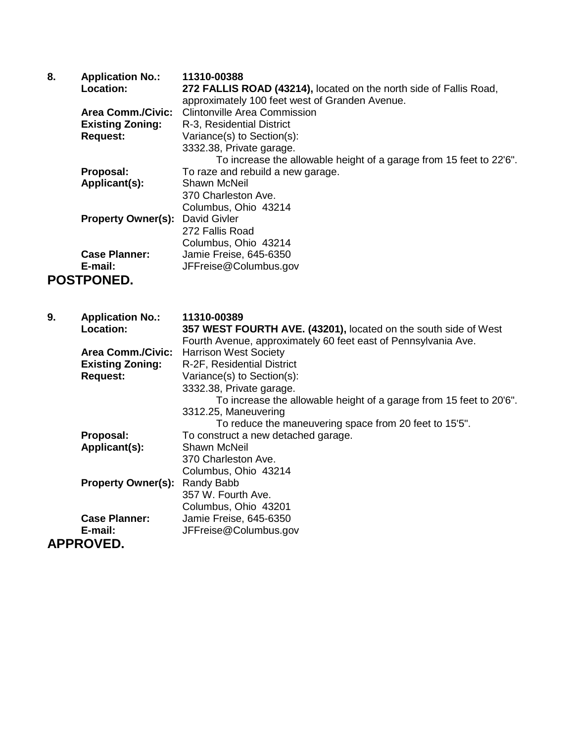8. **Application No.:** **11310-00388**
   **Location:** **272 FALLIS ROAD (43214),** located on the north side of Fallis Road, approximately 100 feet west of Granden Avenue.
   **Area Comm./Civic:** Clintonville Area Commission
   **Existing Zoning:** R-3, Residential District
   **Request:** Variance(s) to Section(s):
   3332.38, Private garage.
   To increase the allowable height of a garage from 15 feet to 22'6".
   **Proposal:** To raze and rebuild a new garage.
   **Applicant(s):** Shawn McNeil
   370 Charleston Ave.
   Columbus, Ohio 43214
   **Property Owner(s):** David Givler
   272 Fallis Road
   Columbus, Ohio 43214
   **Case Planner:** Jamie Freise, 645-6350
   **E-mail:** JFFreise@Columbus.gov

**POSTPONED.**

9. **Application No.:** **11310-00389**
   **Location:** **357 WEST FOURTH AVE. (43201),** located on the south side of West Fourth Avenue, approximately 60 feet east of Pennsylvania Ave.
   **Area Comm./Civic:** Harrison West Society
   **Existing Zoning:** R-2F, Residential District
   **Request:** Variance(s) to Section(s):
   3332.38, Private garage.
   To increase the allowable height of a garage from 15 feet to 20'6".
   3312.25, Maneuvering
   To reduce the maneuvering space from 20 feet to 15'5".
   **Proposal:** To construct a new detached garage.
   **Applicant(s):** Shawn McNeil
   370 Charleston Ave.
   Columbus, Ohio 43214
   **Property Owner(s):** Randy Babb
   357 W. Fourth Ave.
   Columbus, Ohio 43201
   **Case Planner:** Jamie Freise, 645-6350
   **E-mail:** JFFreise@Columbus.gov

**APPROVED.**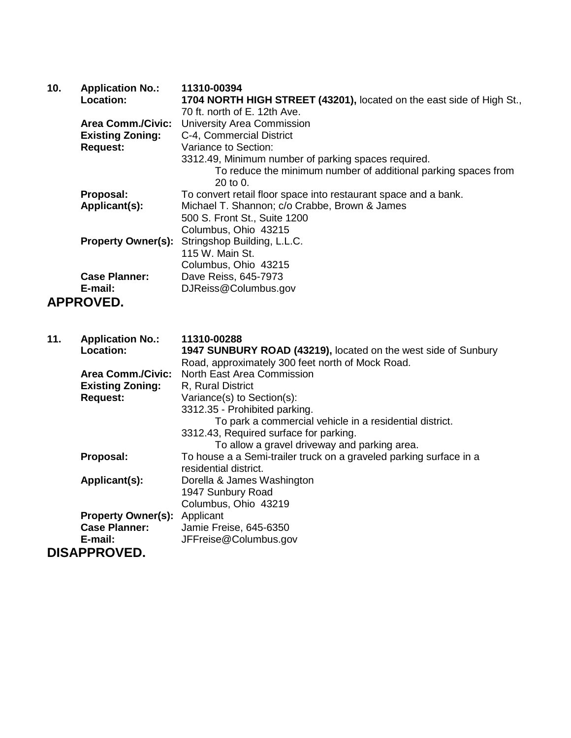**10.** **Application No.:** **11310-00394**
**Location:** **1704 NORTH HIGH STREET (43201),** located on the east side of High St., 70 ft. north of E. 12th Ave.
**Area Comm./Civic:** University Area Commission
**Existing Zoning:** C-4, Commercial District
**Request:** Variance to Section:
3312.49, Minimum number of parking spaces required.
To reduce the minimum number of additional parking spaces from 20 to 0.
**Proposal:** To convert retail floor space into restaurant space and a bank.
**Applicant(s):** Michael T. Shannon; c/o Crabbe, Brown & James
500 S. Front St., Suite 1200
Columbus, Ohio 43215
**Property Owner(s):** Stringshop Building, L.L.C.
115 W. Main St.
Columbus, Ohio 43215
**Case Planner:** Dave Reiss, 645-7973
**E-mail:** DJReiss@Columbus.gov

**APPROVED.**

**11.** **Application No.:** **11310-00288**
**Location:** **1947 SUNBURY ROAD (43219),** located on the west side of Sunbury Road, approximately 300 feet north of Mock Road.
**Area Comm./Civic:** North East Area Commission
**Existing Zoning:** R, Rural District
**Request:** Variance(s) to Section(s):
3312.35 - Prohibited parking.
To park a commercial vehicle in a residential district.
3312.43, Required surface for parking.
To allow a gravel driveway and parking area.
**Proposal:** To house a a Semi-trailer truck on a graveled parking surface in a residential district.
**Applicant(s):** Dorella & James Washington
1947 Sunbury Road
Columbus, Ohio 43219
**Property Owner(s):** Applicant
**Case Planner:** Jamie Freise, 645-6350
**E-mail:** JFFreise@Columbus.gov

**DISAPPROVED.**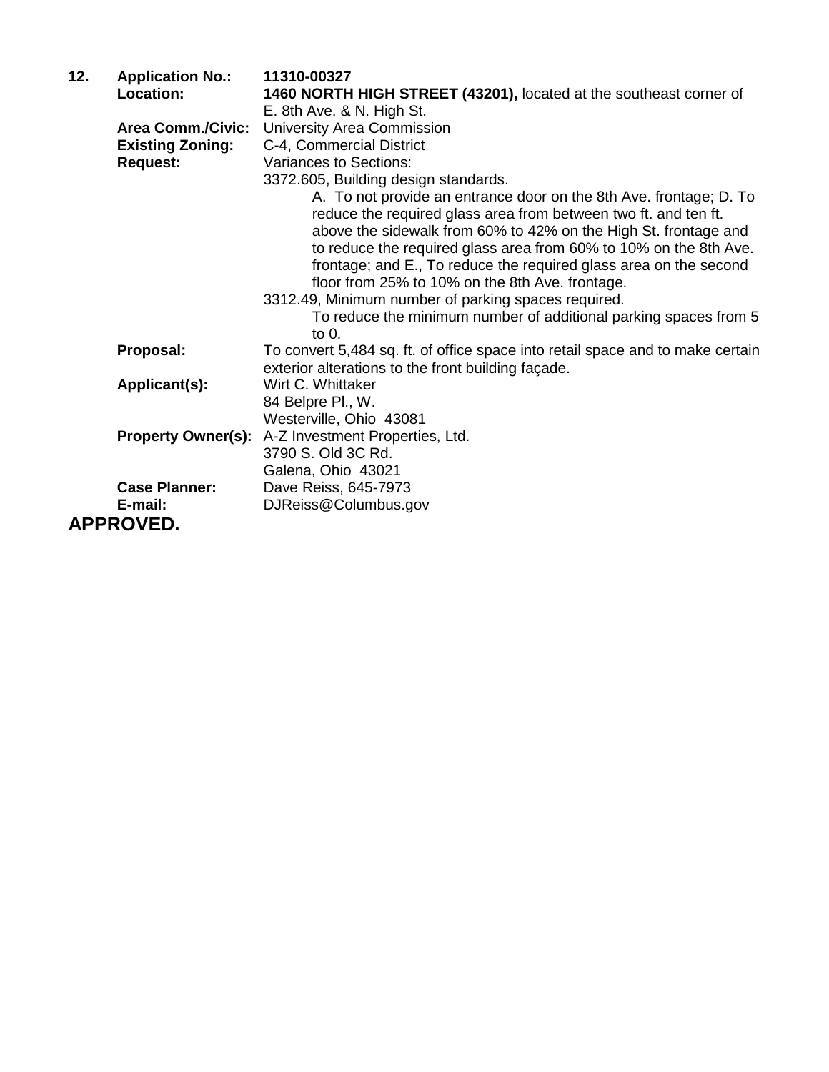**12. Application No.:** **11310-00327**

**Location:** **1460 NORTH HIGH STREET (43201),** located at the southeast corner of E. 8th Ave. & N. High St.

**Area Comm./Civic:** University Area Commission

**Existing Zoning:** C-4, Commercial District

**Request:** Variances to Sections:

3372.605, Building design standards.

A. To not provide an entrance door on the 8th Ave. frontage; D. To reduce the required glass area from between two ft. and ten ft. above the sidewalk from 60% to 42% on the High St. frontage and to reduce the required glass area from 60% to 10% on the 8th Ave. frontage; and E., To reduce the required glass area on the second floor from 25% to 10% on the 8th Ave. frontage.

3312.49, Minimum number of parking spaces required.

To reduce the minimum number of additional parking spaces from 5 to 0.

**Proposal:** To convert 5,484 sq. ft. of office space into retail space and to make certain exterior alterations to the front building façade.

**Applicant(s):** Wirt C. Whittaker
84 Belpre Pl., W.
Westerville, Ohio 43081

**Property Owner(s):** A-Z Investment Properties, Ltd.
3790 S. Old 3C Rd.
Galena, Ohio 43021

**Case Planner:** Dave Reiss, 645-7973

**E-mail:** DJReiss@Columbus.gov

**APPROVED.**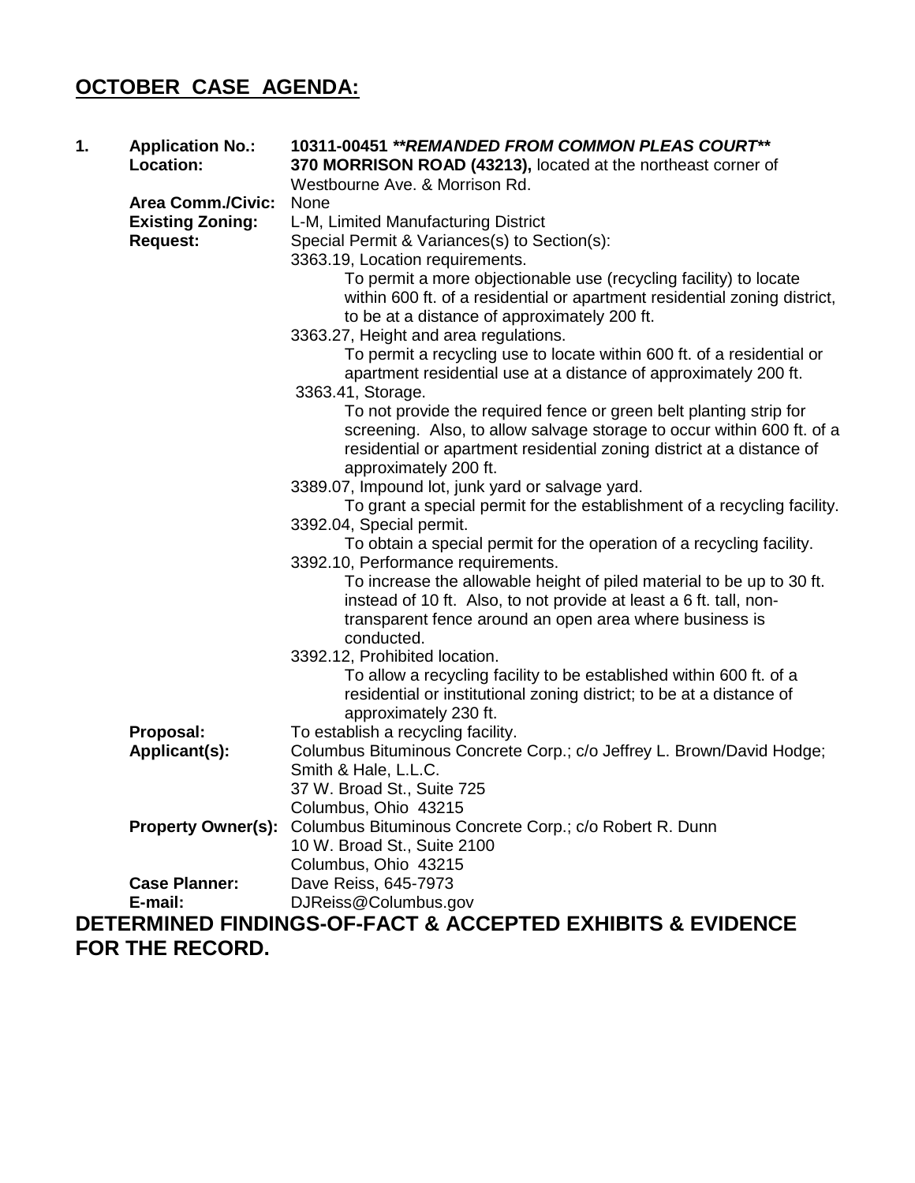## **OCTOBER CASE AGENDA:**

1. **Application No.:** 10311-00451 ***\*REMANDED FROM COMMON PLEAS COURT\*\****

**Location:** **370 MORRISON ROAD (43213),** located at the northeast corner of Westbourne Ave. & Morrison Rd.

**Area Comm./Civic:** None

**Existing Zoning:** L-M, Limited Manufacturing District

**Request:** Special Permit & Variances(s) to Section(s):

3363.19, Location requirements.
To permit a more objectionable use (recycling facility) to locate within 600 ft. of a residential or apartment residential zoning district, to be at a distance of approximately 200 ft.

3363.27, Height and area regulations.
To permit a recycling use to locate within 600 ft. of a residential or apartment residential use at a distance of approximately 200 ft.

3363.41, Storage.
To not provide the required fence or green belt planting strip for screening. Also, to allow salvage storage to occur within 600 ft. of a residential or apartment residential zoning district at a distance of approximately 200 ft.

3389.07, Impound lot, junk yard or salvage yard.
To grant a special permit for the establishment of a recycling facility.

3392.04, Special permit.
To obtain a special permit for the operation of a recycling facility.

3392.10, Performance requirements.
To increase the allowable height of piled material to be up to 30 ft. instead of 10 ft. Also, to not provide at least a 6 ft. tall, non-transparent fence around an open area where business is conducted.

3392.12, Prohibited location.
To allow a recycling facility to be established within 600 ft. of a residential or institutional zoning district; to be at a distance of approximately 230 ft.

**Proposal:** To establish a recycling facility.

**Applicant(s):** Columbus Bituminous Concrete Corp.; c/o Jeffrey L. Brown/David Hodge; Smith & Hale, L.L.C.
37 W. Broad St., Suite 725
Columbus, Ohio 43215

**Property Owner(s):** Columbus Bituminous Concrete Corp.; c/o Robert R. Dunn
10 W. Broad St., Suite 2100
Columbus, Ohio 43215

**Case Planner:** Dave Reiss, 645-7973

**E-mail:** DJReiss@Columbus.gov

**DETERMINED FINDINGS-OF-FACT & ACCEPTED EXHIBITS & EVIDENCE FOR THE RECORD.**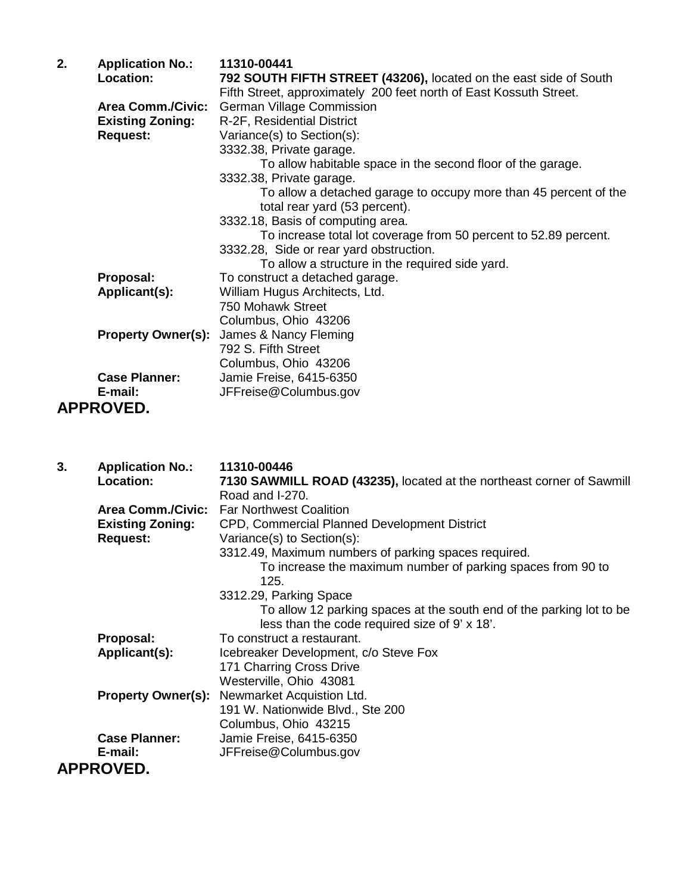2. **Application No.:** **11310-00441**
**Location:** **792 SOUTH FIFTH STREET (43206),** located on the east side of South Fifth Street, approximately 200 feet north of East Kossuth Street.
**Area Comm./Civic:** German Village Commission
**Existing Zoning:** R-2F, Residential District
**Request:** Variance(s) to Section(s):
3332.38, Private garage.
To allow habitable space in the second floor of the garage.
3332.38, Private garage.
To allow a detached garage to occupy more than 45 percent of the total rear yard (53 percent).
3332.18, Basis of computing area.
To increase total lot coverage from 50 percent to 52.89 percent.
3332.28, Side or rear yard obstruction.
To allow a structure in the required side yard.
**Proposal:** To construct a detached garage.
**Applicant(s):** William Hugus Architects, Ltd.
750 Mohawk Street
Columbus, Ohio 43206
**Property Owner(s):** James & Nancy Fleming
792 S. Fifth Street
Columbus, Ohio 43206
**Case Planner:** Jamie Freise, 6415-6350
**E-mail:** JFFreise@Columbus.gov

**APPROVED.**

3. **Application No.:** **11310-00446**
**Location:** **7130 SAWMILL ROAD (43235),** located at the northeast corner of Sawmill Road and I-270.
**Area Comm./Civic:** Far Northwest Coalition
**Existing Zoning:** CPD, Commercial Planned Development District
**Request:** Variance(s) to Section(s):
3312.49, Maximum numbers of parking spaces required.
To increase the maximum number of parking spaces from 90 to 125.
3312.29, Parking Space
To allow 12 parking spaces at the south end of the parking lot to be less than the code required size of 9' x 18'.
**Proposal:** To construct a restaurant.
**Applicant(s):** Icebreaker Development, c/o Steve Fox
171 Charring Cross Drive
Westerville, Ohio 43081
**Property Owner(s):** Newmarket Acquistion Ltd.
191 W. Nationwide Blvd., Ste 200
Columbus, Ohio 43215
**Case Planner:** Jamie Freise, 6415-6350
**E-mail:** JFFreise@Columbus.gov

**APPROVED.**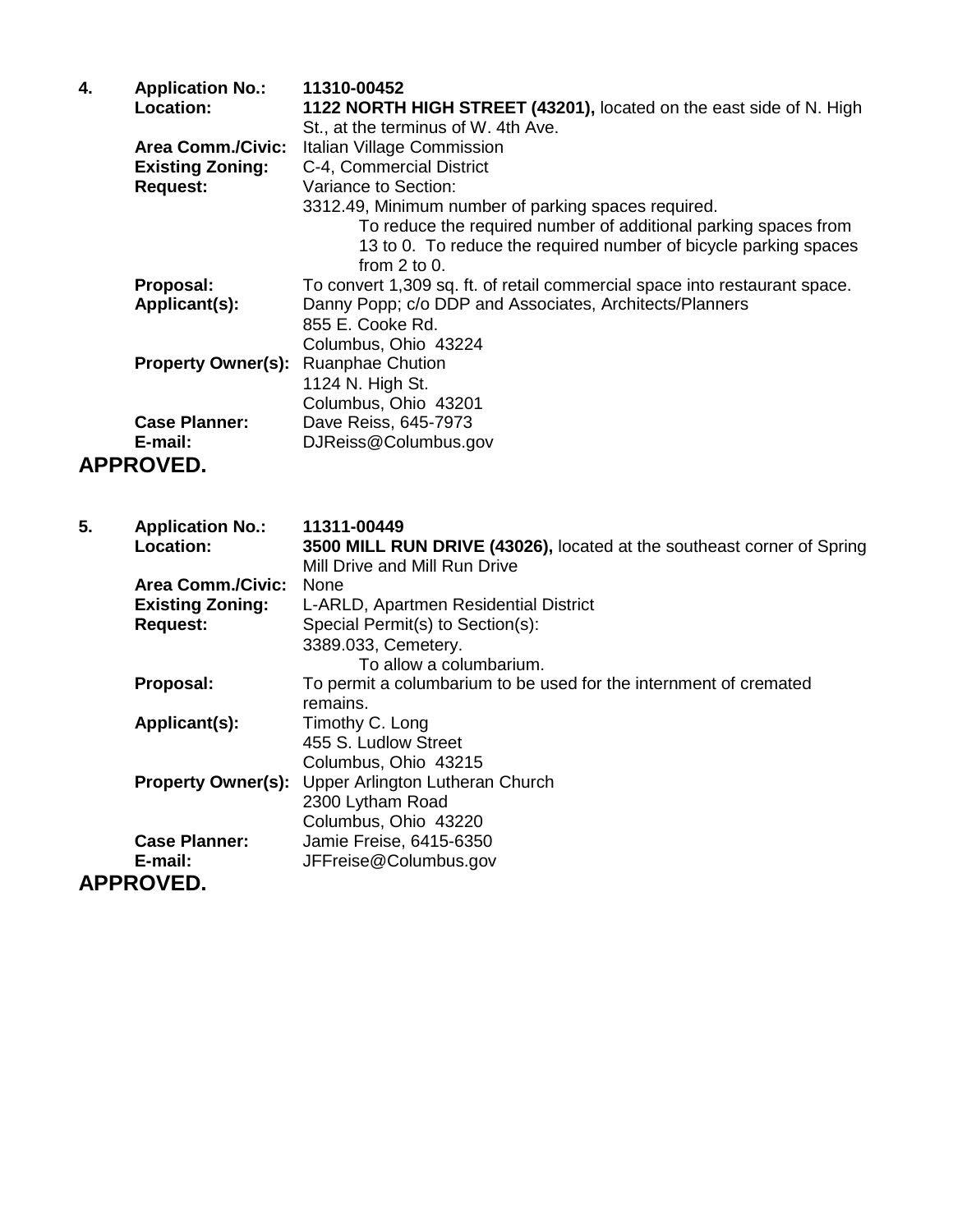**4.** **Application No.:** **11310-00452**

**Location:** **1122 NORTH HIGH STREET (43201),** located on the east side of N. High St., at the terminus of W. 4th Ave.

**Area Comm./Civic:** Italian Village Commission

**Existing Zoning:** C-4, Commercial District

**Request:** Variance to Section:

3312.49, Minimum number of parking spaces required.

To reduce the required number of additional parking spaces from 13 to 0. To reduce the required number of bicycle parking spaces from 2 to 0.

**Proposal:** To convert 1,309 sq. ft. of retail commercial space into restaurant space.

**Applicant(s):** Danny Popp; c/o DDP and Associates, Architects/Planners
855 E. Cooke Rd.
Columbus, Ohio 43224

**Property Owner(s):** Ruanphae Chution
1124 N. High St.
Columbus, Ohio 43201

**Case Planner:** Dave Reiss, 645-7973

**E-mail:** DJReiss@Columbus.gov

## APPROVED.

**5.** **Application No.:** **11311-00449**

**Location:** **3500 MILL RUN DRIVE (43026),** located at the southeast corner of Spring Mill Drive and Mill Run Drive

**Area Comm./Civic:** None

**Existing Zoning:** L-ARLD, Apartmen Residential District

**Request:** Special Permit(s) to Section(s):

3389.033, Cemetery.

To allow a columbarium.

**Proposal:** To permit a columbarium to be used for the internment of cremated remains.

**Applicant(s):** Timothy C. Long
455 S. Ludlow Street
Columbus, Ohio 43215

**Property Owner(s):** Upper Arlington Lutheran Church
2300 Lytham Road
Columbus, Ohio 43220

**Case Planner:** Jamie Freise, 6415-6350

**E-mail:** JFFreise@Columbus.gov

## APPROVED.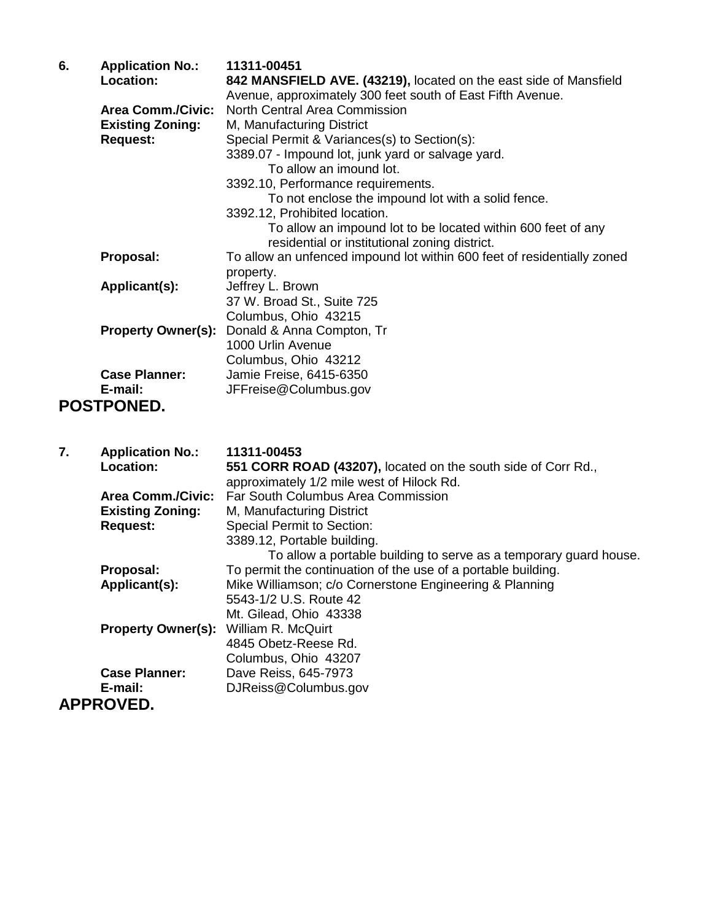**6.** **Application No.:** **11311-00451**

**Location:** **842 MANSFIELD AVE. (43219),** located on the east side of Mansfield Avenue, approximately 300 feet south of East Fifth Avenue.

**Area Comm./Civic:** North Central Area Commission

**Existing Zoning:** M, Manufacturing District

**Request:** Special Permit & Variances(s) to Section(s):

3389.07 - Impound lot, junk yard or salvage yard.
  To allow an imound lot.

3392.10, Performance requirements.
  To not enclose the impound lot with a solid fence.

3392.12, Prohibited location.
  To allow an impound lot to be located within 600 feet of any residential or institutional zoning district.

**Proposal:** To allow an unfenced impound lot within 600 feet of residentially zoned property.

**Applicant(s):** Jeffrey L. Brown
37 W. Broad St., Suite 725
Columbus, Ohio 43215

**Property Owner(s):** Donald & Anna Compton, Tr
1000 Urlin Avenue
Columbus, Ohio 43212

**Case Planner:** Jamie Freise, 6415-6350

**E-mail:** JFFreise@Columbus.gov

**POSTPONED.**

**7.** **Application No.:** **11311-00453**

**Location:** **551 CORR ROAD (43207),** located on the south side of Corr Rd., approximately 1/2 mile west of Hilock Rd.

**Area Comm./Civic:** Far South Columbus Area Commission

**Existing Zoning:** M, Manufacturing District

**Request:** Special Permit to Section:

3389.12, Portable building.
  To allow a portable building to serve as a temporary guard house.

**Proposal:** To permit the continuation of the use of a portable building.

**Applicant(s):** Mike Williamson; c/o Cornerstone Engineering & Planning
5543-1/2 U.S. Route 42
Mt. Gilead, Ohio 43338

**Property Owner(s):** William R. McQuirt
4845 Obetz-Reese Rd.
Columbus, Ohio 43207

**Case Planner:** Dave Reiss, 645-7973

**E-mail:** DJReiss@Columbus.gov

**APPROVED.**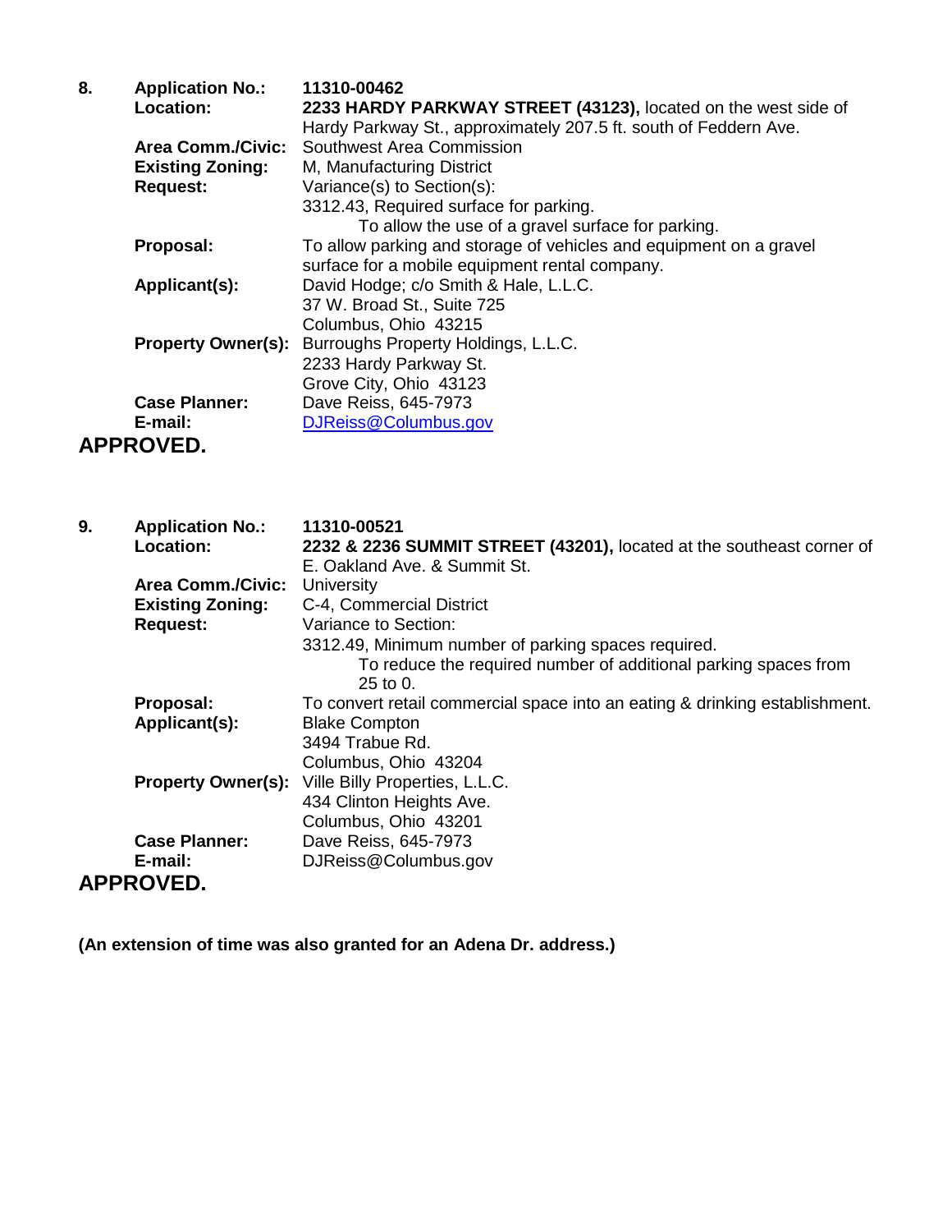**8.** **Application No.:** **11310-00462**

**Location:** **2233 HARDY PARKWAY STREET (43123),** located on the west side of Hardy Parkway St., approximately 207.5 ft. south of Feddern Ave.

**Area Comm./Civic:** Southwest Area Commission

**Existing Zoning:** M, Manufacturing District

**Request:** Variance(s) to Section(s):
3312.43, Required surface for parking.
To allow the use of a gravel surface for parking.

**Proposal:** To allow parking and storage of vehicles and equipment on a gravel surface for a mobile equipment rental company.

**Applicant(s):** David Hodge; c/o Smith & Hale, L.L.C.
37 W. Broad St., Suite 725
Columbus, Ohio 43215

**Property Owner(s):** Burroughs Property Holdings, L.L.C.
2233 Hardy Parkway St.
Grove City, Ohio 43123

**Case Planner:** Dave Reiss, 645-7973

**E-mail:** DJReiss@Columbus.gov

**APPROVED.**

**9.** **Application No.:** **11310-00521**

**Location:** **2232 & 2236 SUMMIT STREET (43201),** located at the southeast corner of E. Oakland Ave. & Summit St.

**Area Comm./Civic:** University

**Existing Zoning:** C-4, Commercial District

**Request:** Variance to Section:
3312.49, Minimum number of parking spaces required.
To reduce the required number of additional parking spaces from 25 to 0.

**Proposal:** To convert retail commercial space into an eating & drinking establishment.

**Applicant(s):** Blake Compton
3494 Trabue Rd.
Columbus, Ohio 43204

**Property Owner(s):** Ville Billy Properties, L.L.C.
434 Clinton Heights Ave.
Columbus, Ohio 43201

**Case Planner:** Dave Reiss, 645-7973

**E-mail:** DJReiss@Columbus.gov

**APPROVED.**

**(An extension of time was also granted for an Adena Dr. address.)**